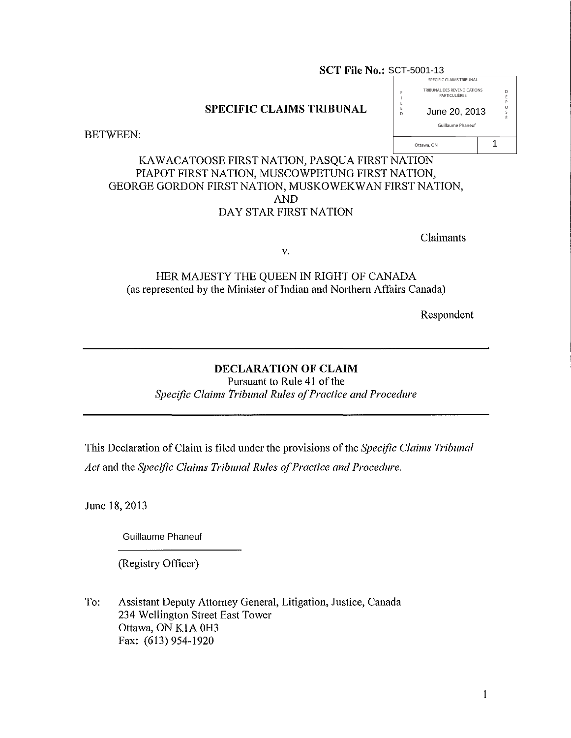**SCT File No.:** SCT-5001-13

SPECIFIC CLAIMS TRIBUNAL
TRIBUNAL DES REVENDICATIONS PARTICULIÈRES
FILED / DÉPOSÉ
June 20, 2013
Guillaume Phaneuf
Ottawa, ON
1

**SPECIFIC CLAIMS TRIBUNAL**

BETWEEN:

KAWACATOOSE FIRST NATION, PASQUA FIRST NATION
PIAPOT FIRST NATION, MUSCOWPETUNG FIRST NATION,
GEORGE GORDON FIRST NATION, MUSKOWEKWAN FIRST NATION,
AND
DAY STAR FIRST NATION

Claimants

v.

HER MAJESTY THE QUEEN IN RIGHT OF CANADA
(as represented by the Minister of Indian and Northern Affairs Canada)

Respondent

---

**DECLARATION OF CLAIM**
Pursuant to Rule 41 of the
*Specific Claims Tribunal Rules of Practice and Procedure*

---

This Declaration of Claim is filed under the provisions of the *Specific Claims Tribunal Act* and the *Specific Claims Tribunal Rules of Practice and Procedure.*

June 18, 2013

Guillaume Phaneuf

(Registry Officer)

To: Assistant Deputy Attorney General, Litigation, Justice, Canada
234 Wellington Street East Tower
Ottawa, ON K1A 0H3
Fax: (613) 954-1920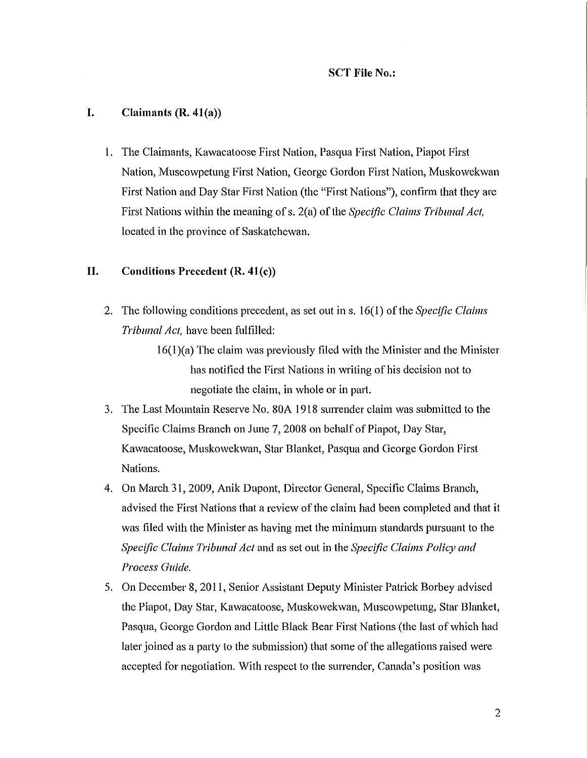**SCT File No.:**

## I. Claimants (R. 41(a))

1. The Claimants, Kawacatoose First Nation, Pasqua First Nation, Piapot First Nation, Muscowpetung First Nation, George Gordon First Nation, Muskowekwan First Nation and Day Star First Nation (the "First Nations"), confirm that they are First Nations within the meaning of s. 2(a) of the *Specific Claims Tribunal Act,* located in the province of Saskatchewan.

## II. Conditions Precedent (R. 41(c))

2. The following conditions precedent, as set out in s. 16(1) of the *Specific Claims Tribunal Act,* have been fulfilled:

   16(1)(a) The claim was previously filed with the Minister and the Minister has notified the First Nations in writing of his decision not to negotiate the claim, in whole or in part.

3. The Last Mountain Reserve No. 80A 1918 surrender claim was submitted to the Specific Claims Branch on June 7, 2008 on behalf of Piapot, Day Star, Kawacatoose, Muskowekwan, Star Blanket, Pasqua and George Gordon First Nations.
4. On March 31, 2009, Anik Dupont, Director General, Specific Claims Branch, advised the First Nations that a review of the claim had been completed and that it was filed with the Minister as having met the minimum standards pursuant to the *Specific Claims Tribunal Act* and as set out in the *Specific Claims Policy and Process Guide.*
5. On December 8, 2011, Senior Assistant Deputy Minister Patrick Borbey advised the Piapot, Day Star, Kawacatoose, Muskowekwan, Muscowpetung, Star Blanket, Pasqua, George Gordon and Little Black Bear First Nations (the last of which had later joined as a party to the submission) that some of the allegations raised were accepted for negotiation. With respect to the surrender, Canada's position was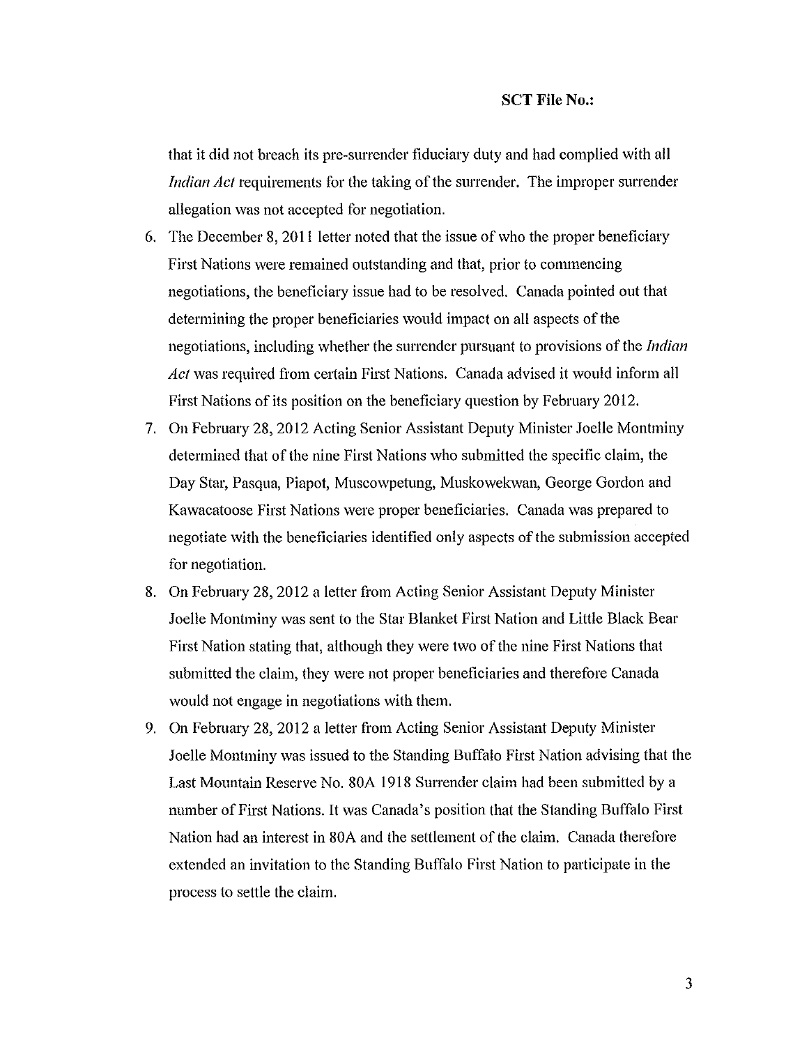that it did not breach its pre-surrender fiduciary duty and had complied with all *Indian Act* requirements for the taking of the surrender. The improper surrender allegation was not accepted for negotiation.

6. The December 8, 2011 letter noted that the issue of who the proper beneficiary First Nations were remained outstanding and that, prior to commencing negotiations, the beneficiary issue had to be resolved. Canada pointed out that determining the proper beneficiaries would impact on all aspects of the negotiations, including whether the surrender pursuant to provisions of the *Indian Act* was required from certain First Nations. Canada advised it would inform all First Nations of its position on the beneficiary question by February 2012.
7. On February 28, 2012 Acting Senior Assistant Deputy Minister Joelle Montminy determined that of the nine First Nations who submitted the specific claim, the Day Star, Pasqua, Piapot, Muscowpetung, Muskowekwan, George Gordon and Kawacatoose First Nations were proper beneficiaries. Canada was prepared to negotiate with the beneficiaries identified only aspects of the submission accepted for negotiation.
8. On February 28, 2012 a letter from Acting Senior Assistant Deputy Minister Joelle Montminy was sent to the Star Blanket First Nation and Little Black Bear First Nation stating that, although they were two of the nine First Nations that submitted the claim, they were not proper beneficiaries and therefore Canada would not engage in negotiations with them.
9. On February 28, 2012 a letter from Acting Senior Assistant Deputy Minister Joelle Montminy was issued to the Standing Buffalo First Nation advising that the Last Mountain Reserve No. 80A 1918 Surrender claim had been submitted by a number of First Nations. It was Canada's position that the Standing Buffalo First Nation had an interest in 80A and the settlement of the claim. Canada therefore extended an invitation to the Standing Buffalo First Nation to participate in the process to settle the claim.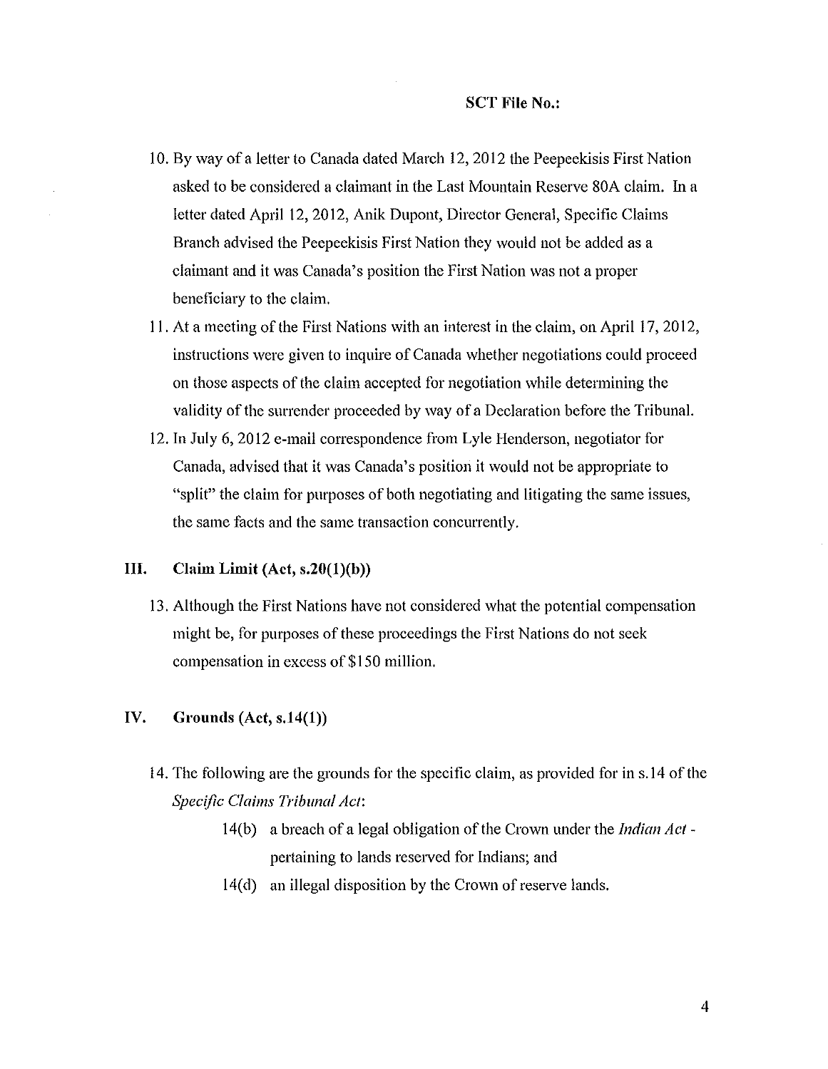**SCT File No.:**

10. By way of a letter to Canada dated March 12, 2012 the Peepeekisis First Nation asked to be considered a claimant in the Last Mountain Reserve 80A claim. In a letter dated April 12, 2012, Anik Dupont, Director General, Specific Claims Branch advised the Peepeekisis First Nation they would not be added as a claimant and it was Canada's position the First Nation was not a proper beneficiary to the claim.
11. At a meeting of the First Nations with an interest in the claim, on April 17, 2012, instructions were given to inquire of Canada whether negotiations could proceed on those aspects of the claim accepted for negotiation while determining the validity of the surrender proceeded by way of a Declaration before the Tribunal.
12. In July 6, 2012 e-mail correspondence from Lyle Henderson, negotiator for Canada, advised that it was Canada's position it would not be appropriate to "split" the claim for purposes of both negotiating and litigating the same issues, the same facts and the same transaction concurrently.

## III. Claim Limit (Act, s.20(1)(b))

13. Although the First Nations have not considered what the potential compensation might be, for purposes of these proceedings the First Nations do not seek compensation in excess of $150 million.

## IV. Grounds (Act, s.14(1))

14. The following are the grounds for the specific claim, as provided for in s.14 of the *Specific Claims Tribunal Act*:
    - 14(b) a breach of a legal obligation of the Crown under the *Indian Act* - pertaining to lands reserved for Indians; and
    - 14(d) an illegal disposition by the Crown of reserve lands.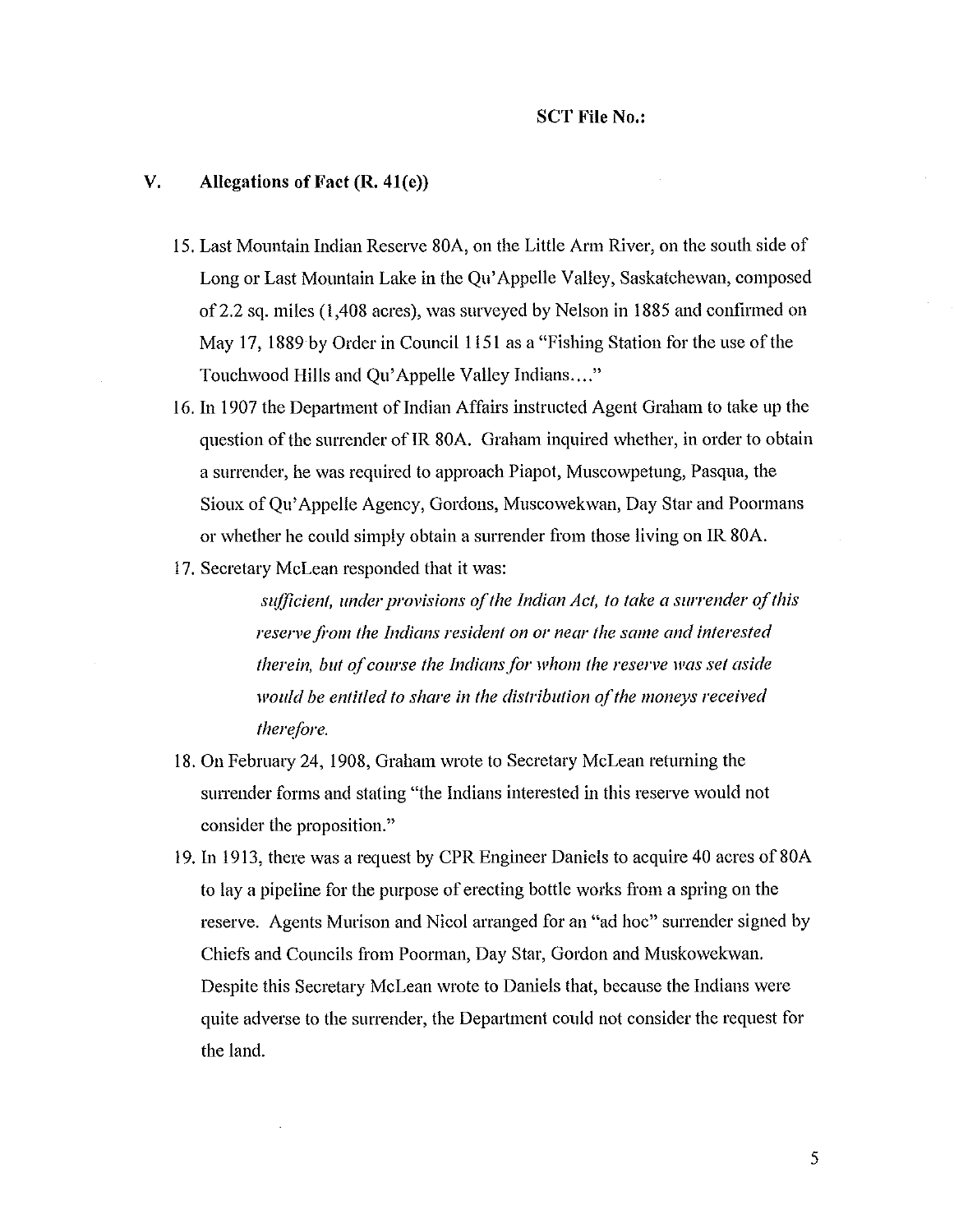SCT File No.:

## V. Allegations of Fact (R. 41(e))

15. Last Mountain Indian Reserve 80A, on the Little Arm River, on the south side of Long or Last Mountain Lake in the Qu'Appelle Valley, Saskatchewan, composed of 2.2 sq. miles (1,408 acres), was surveyed by Nelson in 1885 and confirmed on May 17, 1889 by Order in Council 1151 as a "Fishing Station for the use of the Touchwood Hills and Qu'Appelle Valley Indians…."

16. In 1907 the Department of Indian Affairs instructed Agent Graham to take up the question of the surrender of IR 80A. Graham inquired whether, in order to obtain a surrender, he was required to approach Piapot, Muscowpetung, Pasqua, the Sioux of Qu'Appelle Agency, Gordons, Muscowekwan, Day Star and Poormans or whether he could simply obtain a surrender from those living on IR 80A.

17. Secretary McLean responded that it was:

> *sufficient, under provisions of the Indian Act, to take a surrender of this reserve from the Indians resident on or near the same and interested therein, but of course the Indians for whom the reserve was set aside would be entitled to share in the distribution of the moneys received therefore.*

18. On February 24, 1908, Graham wrote to Secretary McLean returning the surrender forms and stating "the Indians interested in this reserve would not consider the proposition."

19. In 1913, there was a request by CPR Engineer Daniels to acquire 40 acres of 80A to lay a pipeline for the purpose of erecting bottle works from a spring on the reserve. Agents Murison and Nicol arranged for an "ad hoc" surrender signed by Chiefs and Councils from Poorman, Day Star, Gordon and Muskowekwan. Despite this Secretary McLean wrote to Daniels that, because the Indians were quite adverse to the surrender, the Department could not consider the request for the land.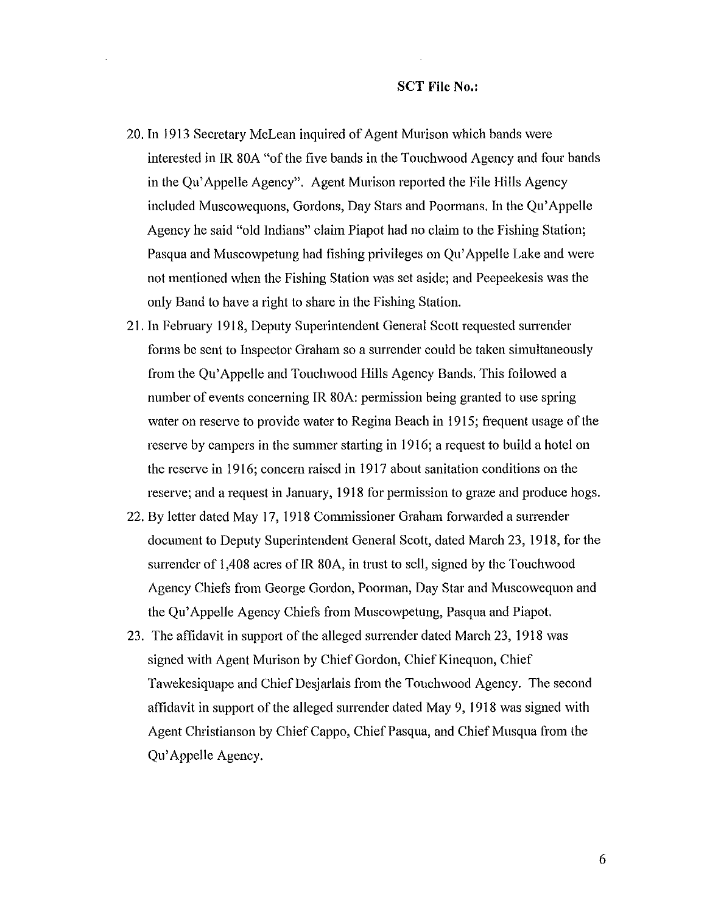20. In 1913 Secretary McLean inquired of Agent Murison which bands were interested in IR 80A "of the five bands in the Touchwood Agency and four bands in the Qu'Appelle Agency". Agent Murison reported the File Hills Agency included Muscowequons, Gordons, Day Stars and Poormans. In the Qu'Appelle Agency he said "old Indians" claim Piapot had no claim to the Fishing Station; Pasqua and Muscowpetung had fishing privileges on Qu'Appelle Lake and were not mentioned when the Fishing Station was set aside; and Peepeekesis was the only Band to have a right to share in the Fishing Station.
21. In February 1918, Deputy Superintendent General Scott requested surrender forms be sent to Inspector Graham so a surrender could be taken simultaneously from the Qu'Appelle and Touchwood Hills Agency Bands. This followed a number of events concerning IR 80A: permission being granted to use spring water on reserve to provide water to Regina Beach in 1915; frequent usage of the reserve by campers in the summer starting in 1916; a request to build a hotel on the reserve in 1916; concern raised in 1917 about sanitation conditions on the reserve; and a request in January, 1918 for permission to graze and produce hogs.
22. By letter dated May 17, 1918 Commissioner Graham forwarded a surrender document to Deputy Superintendent General Scott, dated March 23, 1918, for the surrender of 1,408 acres of IR 80A, in trust to sell, signed by the Touchwood Agency Chiefs from George Gordon, Poorman, Day Star and Muscowequon and the Qu'Appelle Agency Chiefs from Muscowpetung, Pasqua and Piapot.
23. The affidavit in support of the alleged surrender dated March 23, 1918 was signed with Agent Murison by Chief Gordon, Chief Kinequon, Chief Tawekesiquape and Chief Desjarlais from the Touchwood Agency. The second affidavit in support of the alleged surrender dated May 9, 1918 was signed with Agent Christianson by Chief Cappo, Chief Pasqua, and Chief Musqua from the Qu'Appelle Agency.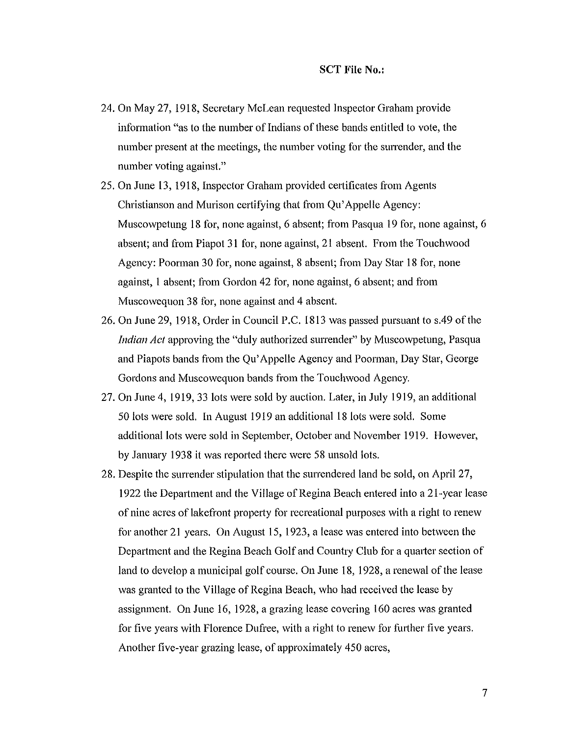24. On May 27, 1918, Secretary McLean requested Inspector Graham provide information "as to the number of Indians of these bands entitled to vote, the number present at the meetings, the number voting for the surrender, and the number voting against."

25. On June 13, 1918, Inspector Graham provided certificates from Agents Christianson and Murison certifying that from Qu'Appelle Agency: Muscowpetung 18 for, none against, 6 absent; from Pasqua 19 for, none against, 6 absent; and from Piapot 31 for, none against, 21 absent. From the Touchwood Agency: Poorman 30 for, none against, 8 absent; from Day Star 18 for, none against, 1 absent; from Gordon 42 for, none against, 6 absent; and from Muscowequon 38 for, none against and 4 absent.

26. On June 29, 1918, Order in Council P.C. 1813 was passed pursuant to s.49 of the *Indian Act* approving the "duly authorized surrender" by Muscowpetung, Pasqua and Piapots bands from the Qu'Appelle Agency and Poorman, Day Star, George Gordons and Muscowequon bands from the Touchwood Agency.

27. On June 4, 1919, 33 lots were sold by auction. Later, in July 1919, an additional 50 lots were sold. In August 1919 an additional 18 lots were sold. Some additional lots were sold in September, October and November 1919. However, by January 1938 it was reported there were 58 unsold lots.

28. Despite the surrender stipulation that the surrendered land be sold, on April 27, 1922 the Department and the Village of Regina Beach entered into a 21-year lease of nine acres of lakefront property for recreational purposes with a right to renew for another 21 years. On August 15, 1923, a lease was entered into between the Department and the Regina Beach Golf and Country Club for a quarter section of land to develop a municipal golf course. On June 18, 1928, a renewal of the lease was granted to the Village of Regina Beach, who had received the lease by assignment. On June 16, 1928, a grazing lease covering 160 acres was granted for five years with Florence Dufree, with a right to renew for further five years. Another five-year grazing lease, of approximately 450 acres,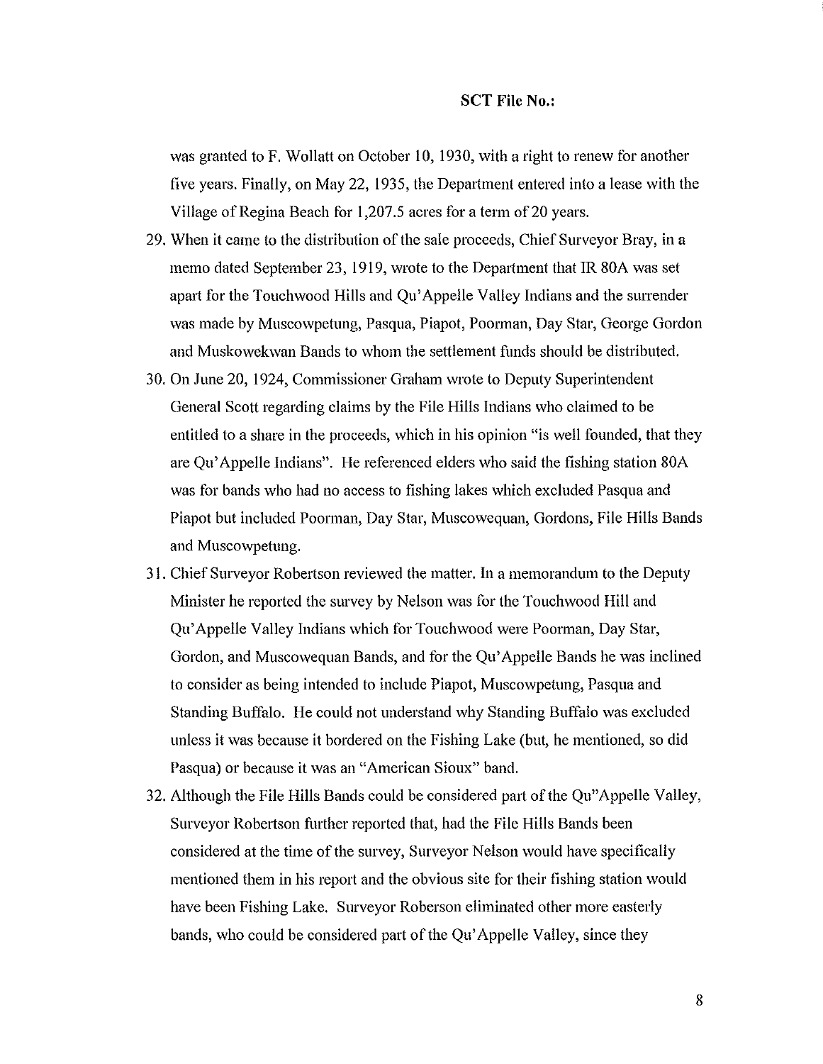was granted to F. Wollatt on October 10, 1930, with a right to renew for another five years. Finally, on May 22, 1935, the Department entered into a lease with the Village of Regina Beach for 1,207.5 acres for a term of 20 years.

29. When it came to the distribution of the sale proceeds, Chief Surveyor Bray, in a memo dated September 23, 1919, wrote to the Department that IR 80A was set apart for the Touchwood Hills and Qu'Appelle Valley Indians and the surrender was made by Muscowpetung, Pasqua, Piapot, Poorman, Day Star, George Gordon and Muskowekwan Bands to whom the settlement funds should be distributed.
30. On June 20, 1924, Commissioner Graham wrote to Deputy Superintendent General Scott regarding claims by the File Hills Indians who claimed to be entitled to a share in the proceeds, which in his opinion "is well founded, that they are Qu'Appelle Indians". He referenced elders who said the fishing station 80A was for bands who had no access to fishing lakes which excluded Pasqua and Piapot but included Poorman, Day Star, Muscowequan, Gordons, File Hills Bands and Muscowpetung.
31. Chief Surveyor Robertson reviewed the matter. In a memorandum to the Deputy Minister he reported the survey by Nelson was for the Touchwood Hill and Qu'Appelle Valley Indians which for Touchwood were Poorman, Day Star, Gordon, and Muscowequan Bands, and for the Qu'Appelle Bands he was inclined to consider as being intended to include Piapot, Muscowpetung, Pasqua and Standing Buffalo. He could not understand why Standing Buffalo was excluded unless it was because it bordered on the Fishing Lake (but, he mentioned, so did Pasqua) or because it was an "American Sioux" band.
32. Although the File Hills Bands could be considered part of the Qu"Appelle Valley, Surveyor Robertson further reported that, had the File Hills Bands been considered at the time of the survey, Surveyor Nelson would have specifically mentioned them in his report and the obvious site for their fishing station would have been Fishing Lake. Surveyor Roberson eliminated other more easterly bands, who could be considered part of the Qu'Appelle Valley, since they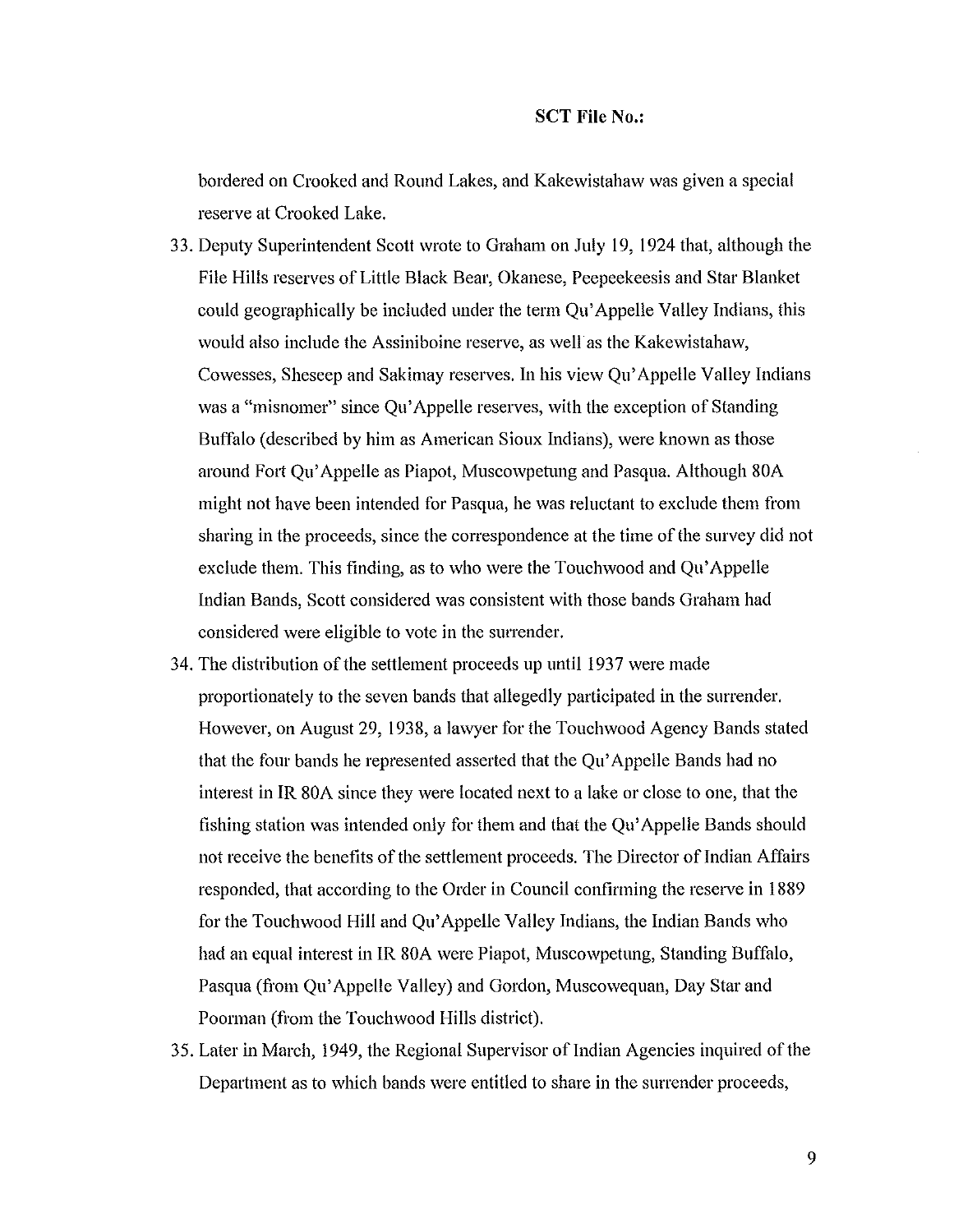bordered on Crooked and Round Lakes, and Kakewistahaw was given a special reserve at Crooked Lake.

33. Deputy Superintendent Scott wrote to Graham on July 19, 1924 that, although the File Hills reserves of Little Black Bear, Okanese, Peepeekeesis and Star Blanket could geographically be included under the term Qu'Appelle Valley Indians, this would also include the Assiniboine reserve, as well as the Kakewistahaw, Cowesses, Sheseep and Sakimay reserves. In his view Qu'Appelle Valley Indians was a "misnomer" since Qu'Appelle reserves, with the exception of Standing Buffalo (described by him as American Sioux Indians), were known as those around Fort Qu'Appelle as Piapot, Muscowpetung and Pasqua. Although 80A might not have been intended for Pasqua, he was reluctant to exclude them from sharing in the proceeds, since the correspondence at the time of the survey did not exclude them. This finding, as to who were the Touchwood and Qu'Appelle Indian Bands, Scott considered was consistent with those bands Graham had considered were eligible to vote in the surrender.

34. The distribution of the settlement proceeds up until 1937 were made proportionately to the seven bands that allegedly participated in the surrender. However, on August 29, 1938, a lawyer for the Touchwood Agency Bands stated that the four bands he represented asserted that the Qu'Appelle Bands had no interest in IR 80A since they were located next to a lake or close to one, that the fishing station was intended only for them and that the Qu'Appelle Bands should not receive the benefits of the settlement proceeds. The Director of Indian Affairs responded, that according to the Order in Council confirming the reserve in 1889 for the Touchwood Hill and Qu'Appelle Valley Indians, the Indian Bands who had an equal interest in IR 80A were Piapot, Muscowpetung, Standing Buffalo, Pasqua (from Qu'Appelle Valley) and Gordon, Muscowequan, Day Star and Poorman (from the Touchwood Hills district).

35. Later in March, 1949, the Regional Supervisor of Indian Agencies inquired of the Department as to which bands were entitled to share in the surrender proceeds,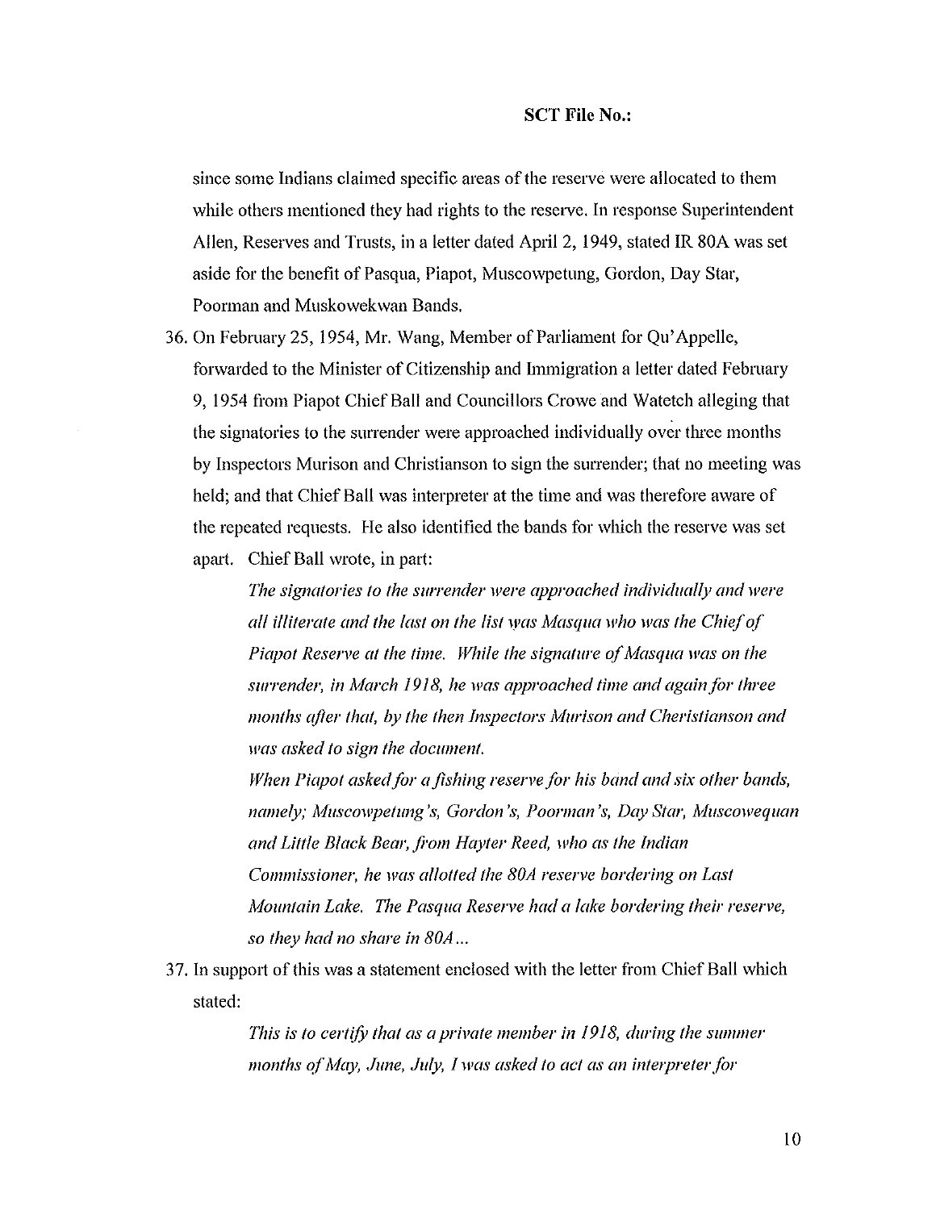since some Indians claimed specific areas of the reserve were allocated to them while others mentioned they had rights to the reserve. In response Superintendent Allen, Reserves and Trusts, in a letter dated April 2, 1949, stated IR 80A was set aside for the benefit of Pasqua, Piapot, Muscowpetung, Gordon, Day Star, Poorman and Muskowekwan Bands.

36. On February 25, 1954, Mr. Wang, Member of Parliament for Qu'Appelle, forwarded to the Minister of Citizenship and Immigration a letter dated February 9, 1954 from Piapot Chief Ball and Councillors Crowe and Watetch alleging that the signatories to the surrender were approached individually over three months by Inspectors Murison and Christianson to sign the surrender; that no meeting was held; and that Chief Ball was interpreter at the time and was therefore aware of the repeated requests. He also identified the bands for which the reserve was set apart. Chief Ball wrote, in part:

    *The signatories to the surrender were approached individually and were all illiterate and the last on the list was Masqua who was the Chief of Piapot Reserve at the time. While the signature of Masqua was on the surrender, in March 1918, he was approached time and again for three months after that, by the then Inspectors Murison and Cheristianson and was asked to sign the document.*

    *When Piapot asked for a fishing reserve for his band and six other bands, namely; Muscowpetung's, Gordon's, Poorman's, Day Star, Muscowequan and Little Black Bear, from Hayter Reed, who as the Indian Commissioner, he was allotted the 80A reserve bordering on Last Mountain Lake. The Pasqua Reserve had a lake bordering their reserve, so they had no share in 80A…*

37. In support of this was a statement enclosed with the letter from Chief Ball which stated:

    *This is to certify that as a private member in 1918, during the summer months of May, June, July, I was asked to act as an interpreter for*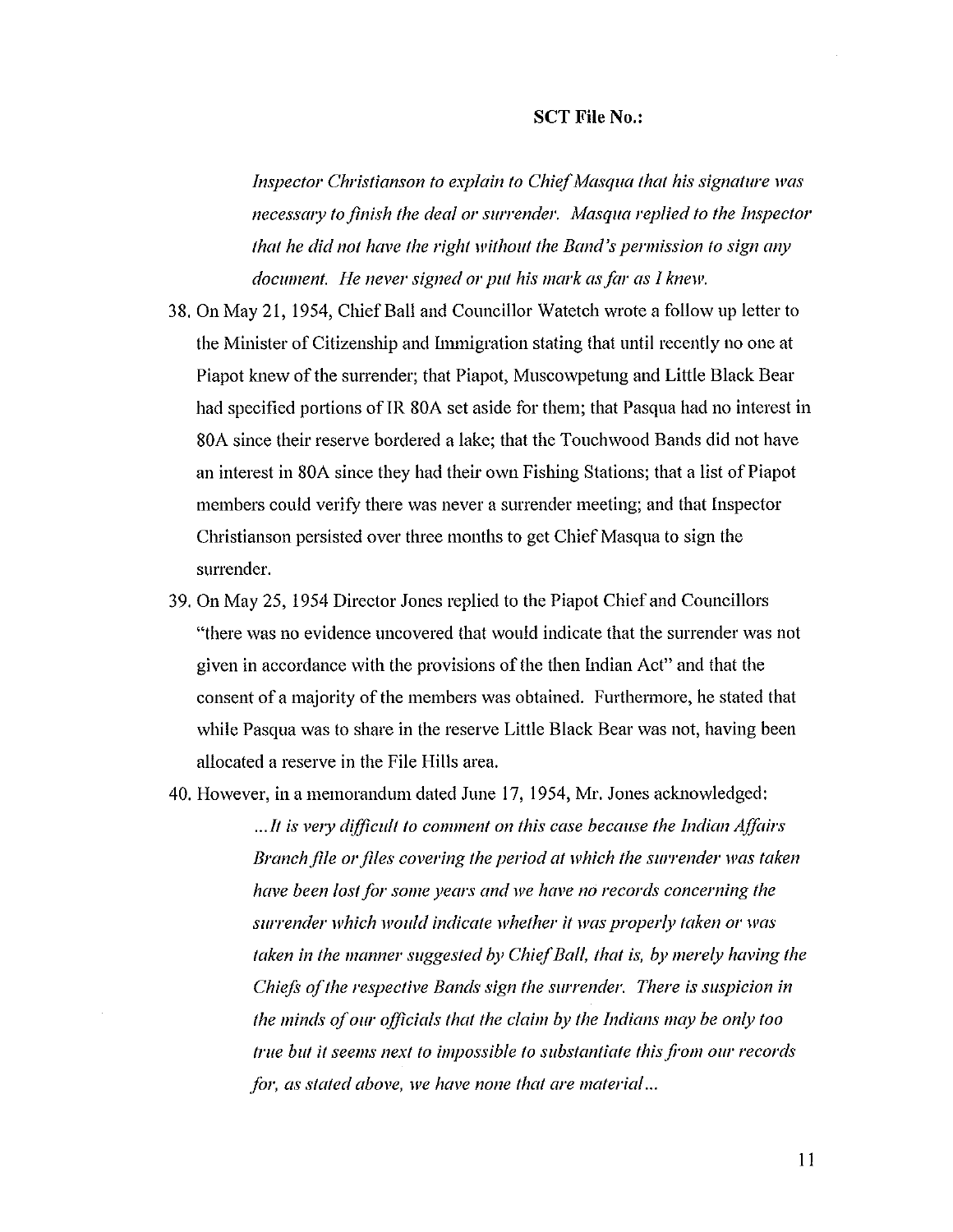*Inspector Christianson to explain to Chief Masqua that his signature was necessary to finish the deal or surrender. Masqua replied to the Inspector that he did not have the right without the Band's permission to sign any document. He never signed or put his mark as far as I knew.*

38. On May 21, 1954, Chief Ball and Councillor Watetch wrote a follow up letter to the Minister of Citizenship and Immigration stating that until recently no one at Piapot knew of the surrender; that Piapot, Muscowpetung and Little Black Bear had specified portions of IR 80A set aside for them; that Pasqua had no interest in 80A since their reserve bordered a lake; that the Touchwood Bands did not have an interest in 80A since they had their own Fishing Stations; that a list of Piapot members could verify there was never a surrender meeting; and that Inspector Christianson persisted over three months to get Chief Masqua to sign the surrender.

39. On May 25, 1954 Director Jones replied to the Piapot Chief and Councillors "there was no evidence uncovered that would indicate that the surrender was not given in accordance with the provisions of the then Indian Act" and that the consent of a majority of the members was obtained. Furthermore, he stated that while Pasqua was to share in the reserve Little Black Bear was not, having been allocated a reserve in the File Hills area.

40. However, in a memorandum dated June 17, 1954, Mr. Jones acknowledged:

    *...It is very difficult to comment on this case because the Indian Affairs Branch file or files covering the period at which the surrender was taken have been lost for some years and we have no records concerning the surrender which would indicate whether it was properly taken or was taken in the manner suggested by Chief Ball, that is, by merely having the Chiefs of the respective Bands sign the surrender. There is suspicion in the minds of our officials that the claim by the Indians may be only too true but it seems next to impossible to substantiate this from our records for, as stated above, we have none that are material...*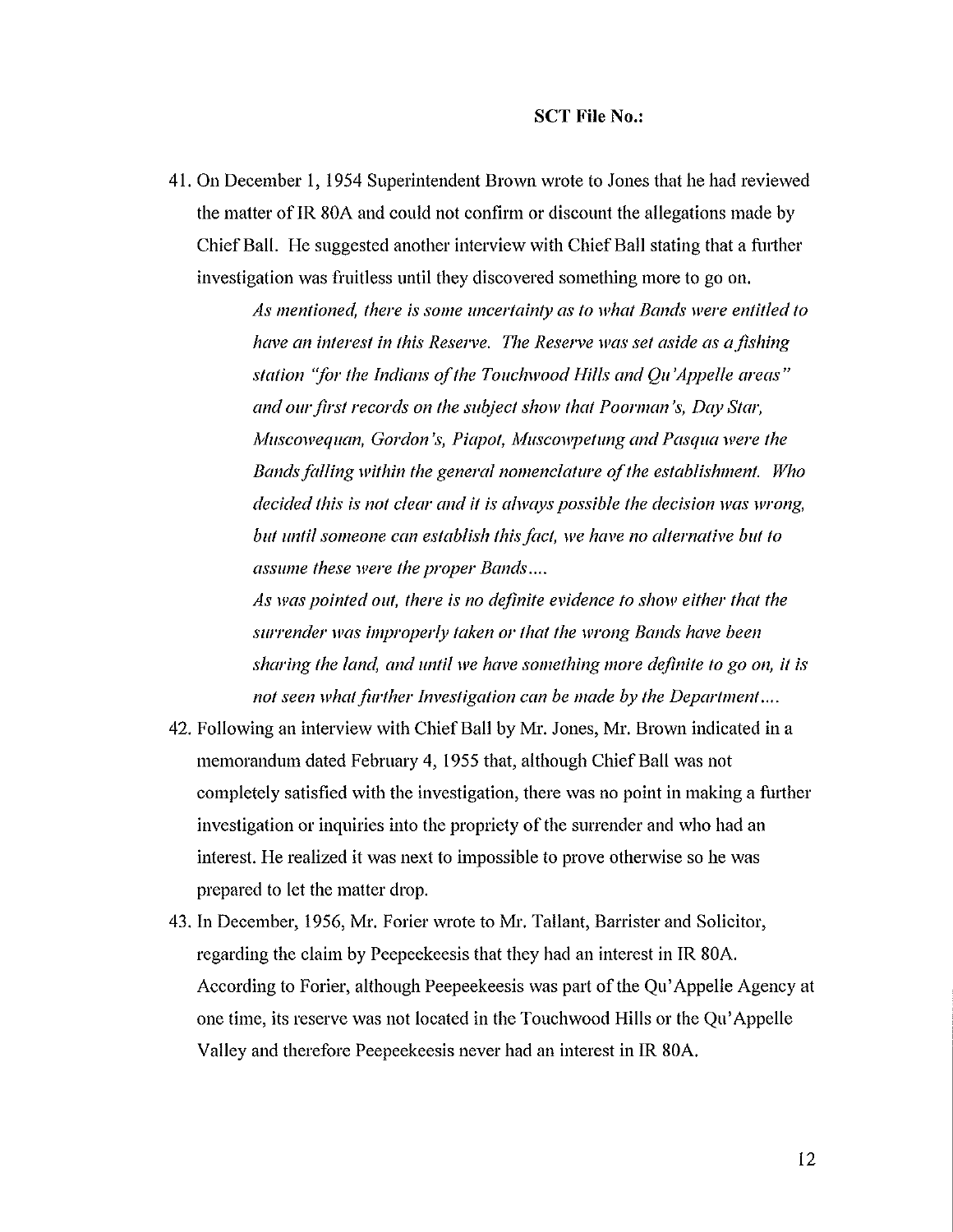**SCT File No.:**

41. On December 1, 1954 Superintendent Brown wrote to Jones that he had reviewed the matter of IR 80A and could not confirm or discount the allegations made by Chief Ball. He suggested another interview with Chief Ball stating that a further investigation was fruitless until they discovered something more to go on.

    > *As mentioned, there is some uncertainty as to what Bands were entitled to have an interest in this Reserve. The Reserve was set aside as a fishing station "for the Indians of the Touchwood Hills and Qu'Appelle areas" and our first records on the subject show that Poorman's, Day Star, Muscowequan, Gordon's, Piapot, Muscowpetung and Pasqua were the Bands falling within the general nomenclature of the establishment. Who decided this is not clear and it is always possible the decision was wrong, but until someone can establish this fact, we have no alternative but to assume these were the proper Bands....*
    >
    > *As was pointed out, there is no definite evidence to show either that the surrender was improperly taken or that the wrong Bands have been sharing the land, and until we have something more definite to go on, it is not seen what further Investigation can be made by the Department....*

42. Following an interview with Chief Ball by Mr. Jones, Mr. Brown indicated in a memorandum dated February 4, 1955 that, although Chief Ball was not completely satisfied with the investigation, there was no point in making a further investigation or inquiries into the propriety of the surrender and who had an interest. He realized it was next to impossible to prove otherwise so he was prepared to let the matter drop.

43. In December, 1956, Mr. Forier wrote to Mr. Tallant, Barrister and Solicitor, regarding the claim by Peepeekeesis that they had an interest in IR 80A. According to Forier, although Peepeekeesis was part of the Qu'Appelle Agency at one time, its reserve was not located in the Touchwood Hills or the Qu'Appelle Valley and therefore Peepeekeesis never had an interest in IR 80A.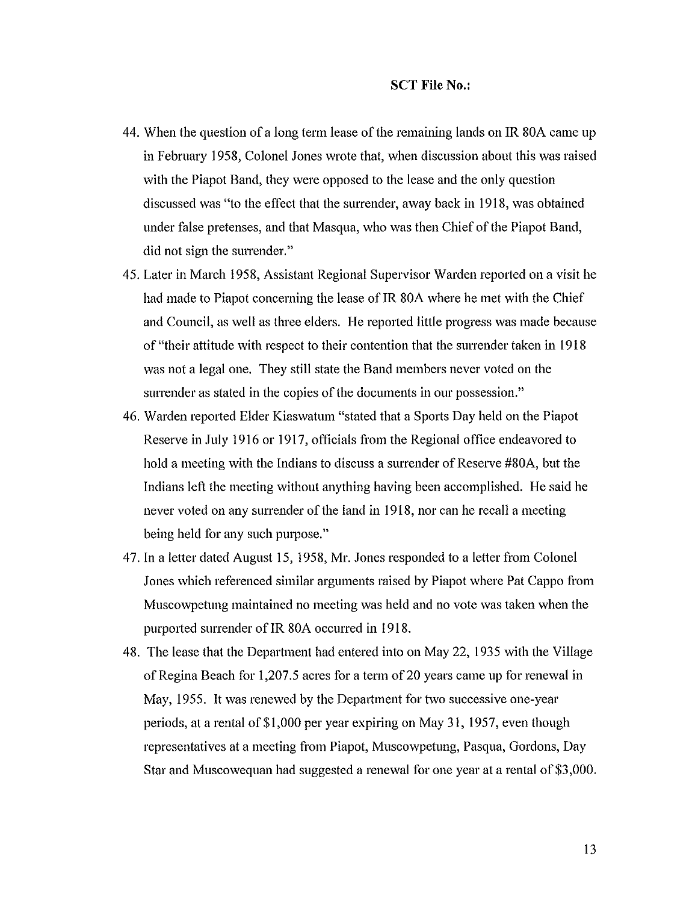44. When the question of a long term lease of the remaining lands on IR 80A came up in February 1958, Colonel Jones wrote that, when discussion about this was raised with the Piapot Band, they were opposed to the lease and the only question discussed was "to the effect that the surrender, away back in 1918, was obtained under false pretenses, and that Masqua, who was then Chief of the Piapot Band, did not sign the surrender."
45. Later in March 1958, Assistant Regional Supervisor Warden reported on a visit he had made to Piapot concerning the lease of IR 80A where he met with the Chief and Council, as well as three elders. He reported little progress was made because of "their attitude with respect to their contention that the surrender taken in 1918 was not a legal one. They still state the Band members never voted on the surrender as stated in the copies of the documents in our possession."
46. Warden reported Elder Kiaswatum "stated that a Sports Day held on the Piapot Reserve in July 1916 or 1917, officials from the Regional office endeavored to hold a meeting with the Indians to discuss a surrender of Reserve #80A, but the Indians left the meeting without anything having been accomplished. He said he never voted on any surrender of the land in 1918, nor can he recall a meeting being held for any such purpose."
47. In a letter dated August 15, 1958, Mr. Jones responded to a letter from Colonel Jones which referenced similar arguments raised by Piapot where Pat Cappo from Muscowpetung maintained no meeting was held and no vote was taken when the purported surrender of IR 80A occurred in 1918.
48. The lease that the Department had entered into on May 22, 1935 with the Village of Regina Beach for 1,207.5 acres for a term of 20 years came up for renewal in May, 1955. It was renewed by the Department for two successive one-year periods, at a rental of $1,000 per year expiring on May 31, 1957, even though representatives at a meeting from Piapot, Muscowpetung, Pasqua, Gordons, Day Star and Muscowequan had suggested a renewal for one year at a rental of $3,000.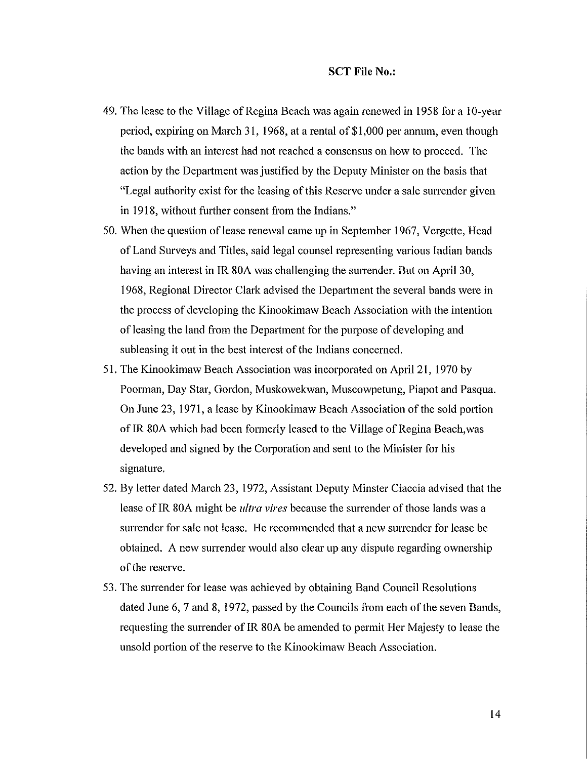**SCT File No.:**

49. The lease to the Village of Regina Beach was again renewed in 1958 for a 10-year period, expiring on March 31, 1968, at a rental of $1,000 per annum, even though the bands with an interest had not reached a consensus on how to proceed. The action by the Department was justified by the Deputy Minister on the basis that "Legal authority exist for the leasing of this Reserve under a sale surrender given in 1918, without further consent from the Indians."
50. When the question of lease renewal came up in September 1967, Vergette, Head of Land Surveys and Titles, said legal counsel representing various Indian bands having an interest in IR 80A was challenging the surrender. But on April 30, 1968, Regional Director Clark advised the Department the several bands were in the process of developing the Kinookimaw Beach Association with the intention of leasing the land from the Department for the purpose of developing and subleasing it out in the best interest of the Indians concerned.
51. The Kinookimaw Beach Association was incorporated on April 21, 1970 by Poorman, Day Star, Gordon, Muskowekwan, Muscowpetung, Piapot and Pasqua. On June 23, 1971, a lease by Kinookimaw Beach Association of the sold portion of IR 80A which had been formerly leased to the Village of Regina Beach,was developed and signed by the Corporation and sent to the Minister for his signature.
52. By letter dated March 23, 1972, Assistant Deputy Minster Ciaccia advised that the lease of IR 80A might be *ultra vires* because the surrender of those lands was a surrender for sale not lease. He recommended that a new surrender for lease be obtained. A new surrender would also clear up any dispute regarding ownership of the reserve.
53. The surrender for lease was achieved by obtaining Band Council Resolutions dated June 6, 7 and 8, 1972, passed by the Councils from each of the seven Bands, requesting the surrender of IR 80A be amended to permit Her Majesty to lease the unsold portion of the reserve to the Kinookimaw Beach Association.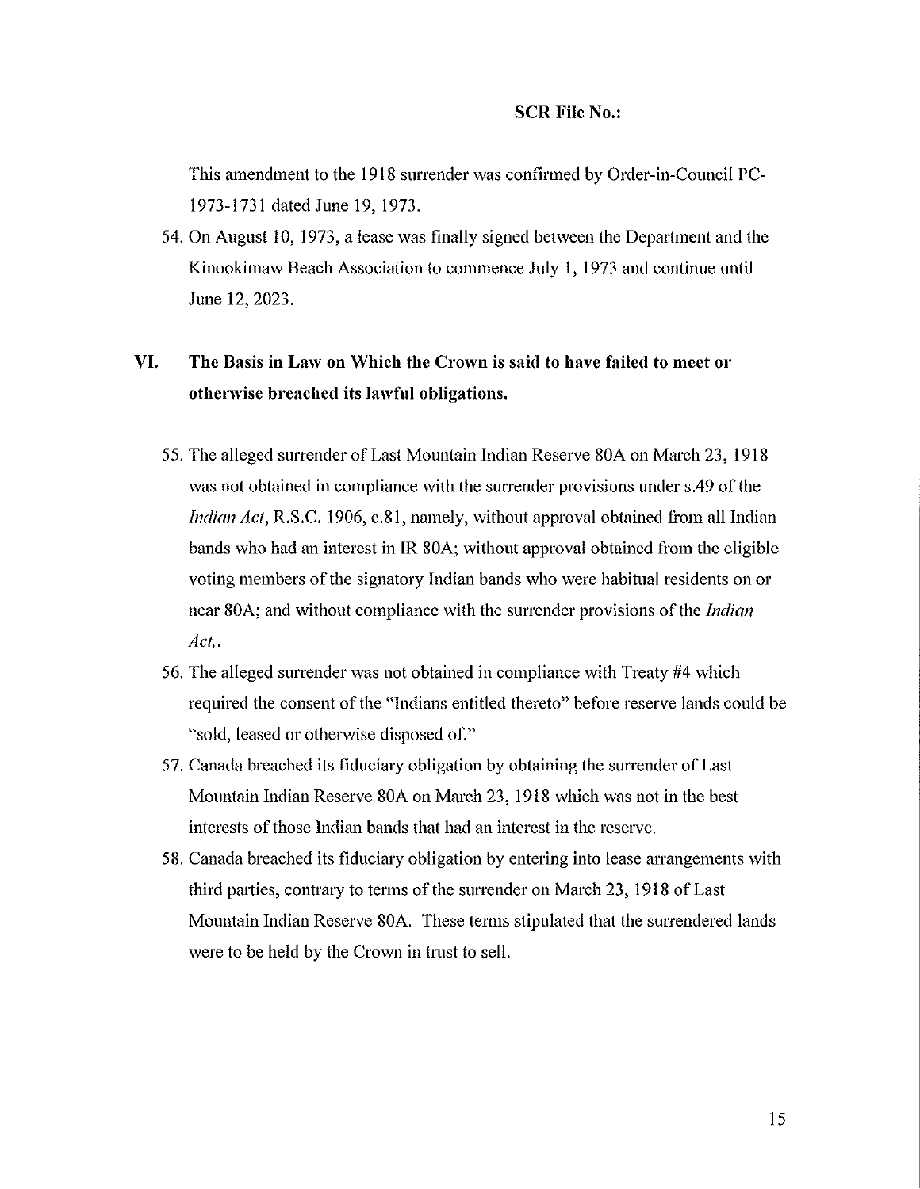This amendment to the 1918 surrender was confirmed by Order-in-Council PC-1973-1731 dated June 19, 1973.

54. On August 10, 1973, a lease was finally signed between the Department and the Kinookimaw Beach Association to commence July 1, 1973 and continue until June 12, 2023.

## VI. The Basis in Law on Which the Crown is said to have failed to meet or otherwise breached its lawful obligations.

55. The alleged surrender of Last Mountain Indian Reserve 80A on March 23, 1918 was not obtained in compliance with the surrender provisions under s.49 of the *Indian Act*, R.S.C. 1906, c.81, namely, without approval obtained from all Indian bands who had an interest in IR 80A; without approval obtained from the eligible voting members of the signatory Indian bands who were habitual residents on or near 80A; and without compliance with the surrender provisions of the *Indian Act*..
56. The alleged surrender was not obtained in compliance with Treaty #4 which required the consent of the "Indians entitled thereto" before reserve lands could be "sold, leased or otherwise disposed of."
57. Canada breached its fiduciary obligation by obtaining the surrender of Last Mountain Indian Reserve 80A on March 23, 1918 which was not in the best interests of those Indian bands that had an interest in the reserve.
58. Canada breached its fiduciary obligation by entering into lease arrangements with third parties, contrary to terms of the surrender on March 23, 1918 of Last Mountain Indian Reserve 80A. These terms stipulated that the surrendered lands were to be held by the Crown in trust to sell.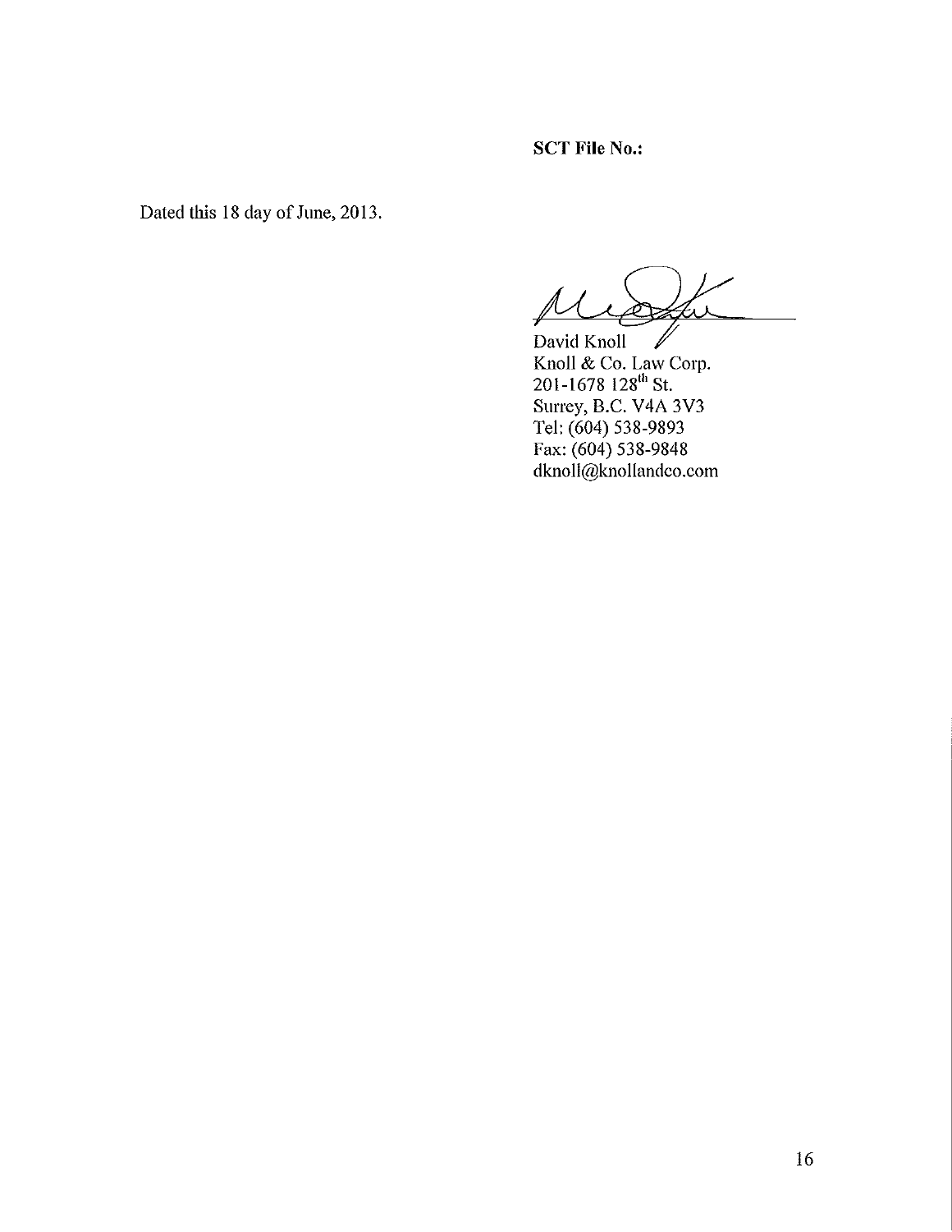**SCT File No.:**

Dated this 18 day of June, 2013.

David Knoll  
Knoll & Co. Law Corp.  
201-1678 128th St.  
Surrey, B.C. V4A 3V3  
Tel: (604) 538-9893  
Fax: (604) 538-9848  
dknoll@knollandco.com